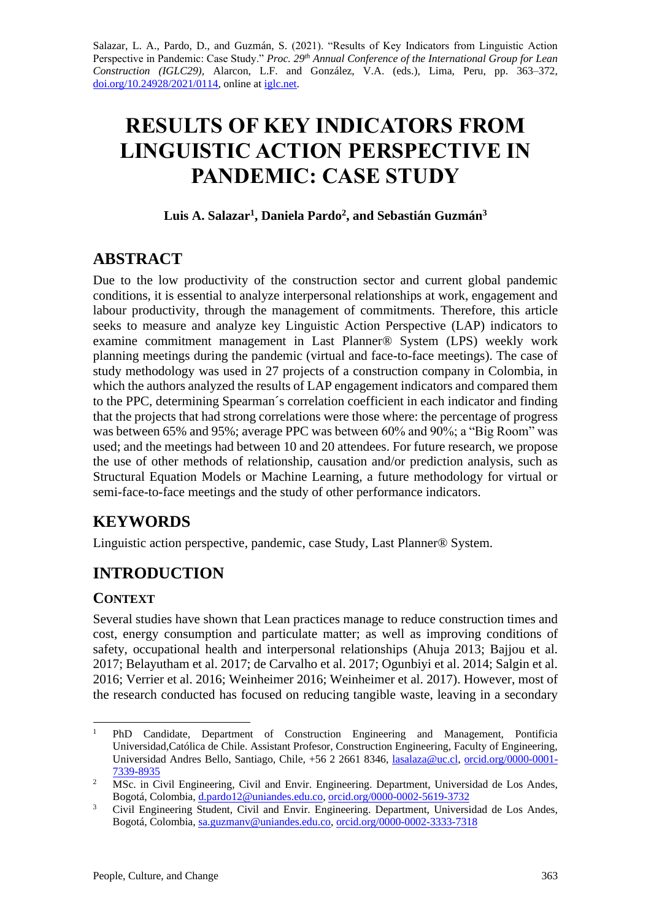Salazar, L. A., Pardo, D., and Guzmán, S. (2021). "Results of Key Indicators from Linguistic Action Perspective in Pandemic: Case Study." *Proc. 29[th] Annual Conference of the International Group for Lean Construction (IGLC29)*, Alarcon, L.F. and González, V.A. (eds.), Lima, Peru, pp. 363–372, doi.org/10.24928/2021/0114, online at iglc.net.

# RESULTS OF KEY INDICATORS FROM LINGUISTIC ACTION PERSPECTIVE IN PANDEMIC: CASE STUDY

**Luis A. Salazar[1], Daniela Pardo[2], and Sebastián Guzmán[3]**

## ABSTRACT

Due to the low productivity of the construction sector and current global pandemic conditions, it is essential to analyze interpersonal relationships at work, engagement and labour productivity, through the management of commitments. Therefore, this article seeks to measure and analyze key Linguistic Action Perspective (LAP) indicators to examine commitment management in Last Planner® System (LPS) weekly work planning meetings during the pandemic (virtual and face-to-face meetings). The case of study methodology was used in 27 projects of a construction company in Colombia, in which the authors analyzed the results of LAP engagement indicators and compared them to the PPC, determining Spearman´s correlation coefficient in each indicator and finding that the projects that had strong correlations were those where: the percentage of progress was between 65% and 95%; average PPC was between 60% and 90%; a "Big Room" was used; and the meetings had between 10 and 20 attendees. For future research, we propose the use of other methods of relationship, causation and/or prediction analysis, such as Structural Equation Models or Machine Learning, a future methodology for virtual or semi-face-to-face meetings and the study of other performance indicators.

## KEYWORDS

Linguistic action perspective, pandemic, case Study, Last Planner® System.

## INTRODUCTION

### CONTEXT

Several studies have shown that Lean practices manage to reduce construction times and cost, energy consumption and particulate matter; as well as improving conditions of safety, occupational health and interpersonal relationships (Ahuja 2013; Bajjou et al. 2017; Belayutham et al. 2017; de Carvalho et al. 2017; Ogunbiyi et al. 2014; Salgin et al. 2016; Verrier et al. 2016; Weinheimer 2016; Weinheimer et al. 2017). However, most of the research conducted has focused on reducing tangible waste, leaving in a secondary

---

[1] PhD Candidate, Department of Construction Engineering and Management, Pontificia Universidad,Católica de Chile. Assistant Profesor, Construction Engineering, Faculty of Engineering, Universidad Andres Bello, Santiago, Chile, +56 2 2661 8346, lasalaza@uc.cl, orcid.org/0000-0001-7339-8935

[2] MSc. in Civil Engineering, Civil and Envir. Engineering. Department, Universidad de Los Andes, Bogotá, Colombia, d.pardo12@uniandes.edu.co, orcid.org/0000-0002-5619-3732

[3] Civil Engineering Student, Civil and Envir. Engineering. Department, Universidad de Los Andes, Bogotá, Colombia, sa.guzmanv@uniandes.edu.co, orcid.org/0000-0002-3333-7318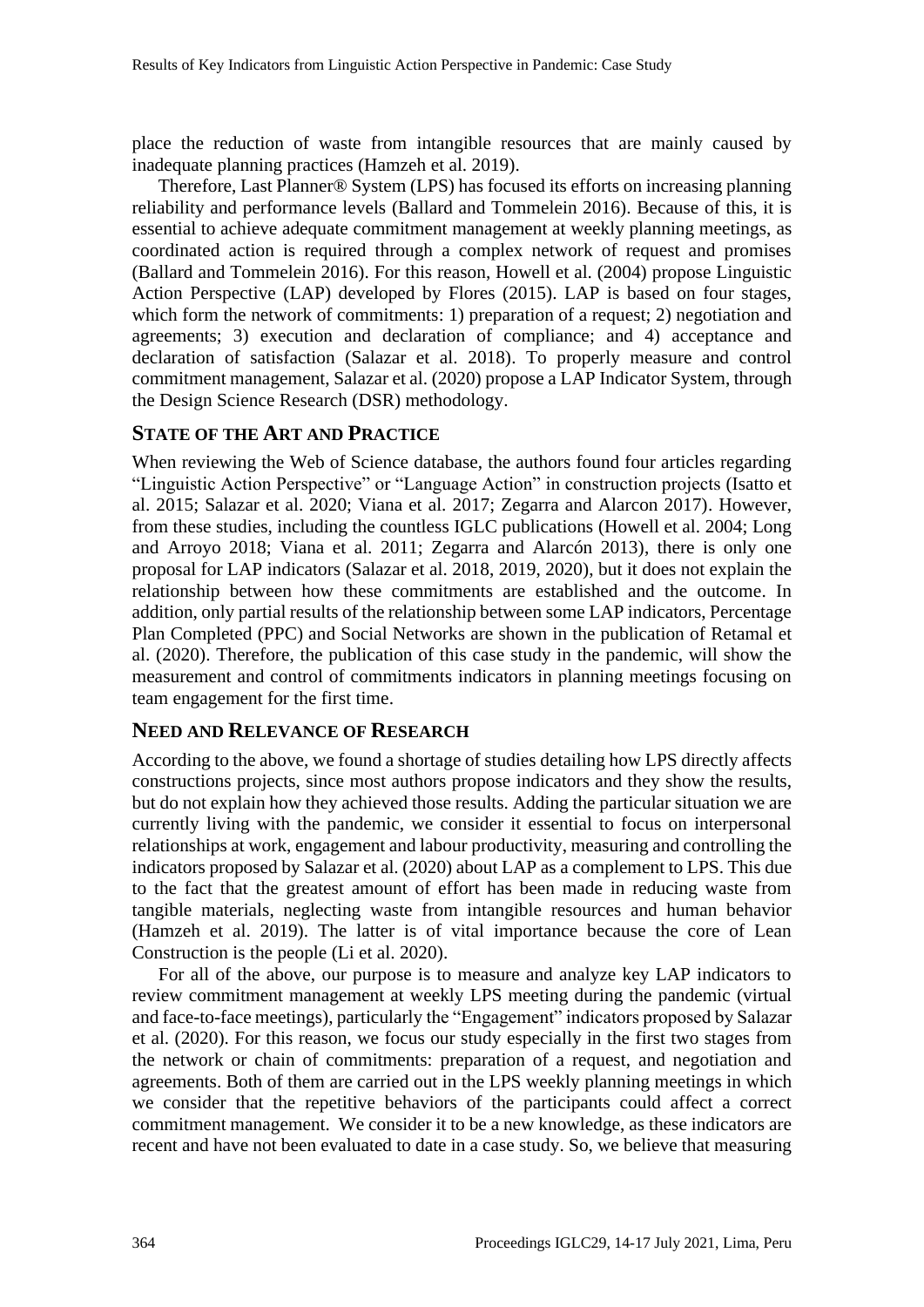place the reduction of waste from intangible resources that are mainly caused by inadequate planning practices (Hamzeh et al. 2019).

Therefore, Last Planner® System (LPS) has focused its efforts on increasing planning reliability and performance levels (Ballard and Tommelein 2016). Because of this, it is essential to achieve adequate commitment management at weekly planning meetings, as coordinated action is required through a complex network of request and promises (Ballard and Tommelein 2016). For this reason, Howell et al. (2004) propose Linguistic Action Perspective (LAP) developed by Flores (2015). LAP is based on four stages, which form the network of commitments: 1) preparation of a request; 2) negotiation and agreements; 3) execution and declaration of compliance; and 4) acceptance and declaration of satisfaction (Salazar et al. 2018). To properly measure and control commitment management, Salazar et al. (2020) propose a LAP Indicator System, through the Design Science Research (DSR) methodology.

## STATE OF THE ART AND PRACTICE

When reviewing the Web of Science database, the authors found four articles regarding "Linguistic Action Perspective" or "Language Action" in construction projects (Isatto et al. 2015; Salazar et al. 2020; Viana et al. 2017; Zegarra and Alarcon 2017). However, from these studies, including the countless IGLC publications (Howell et al. 2004; Long and Arroyo 2018; Viana et al. 2011; Zegarra and Alarcón 2013), there is only one proposal for LAP indicators (Salazar et al. 2018, 2019, 2020), but it does not explain the relationship between how these commitments are established and the outcome. In addition, only partial results of the relationship between some LAP indicators, Percentage Plan Completed (PPC) and Social Networks are shown in the publication of Retamal et al. (2020). Therefore, the publication of this case study in the pandemic, will show the measurement and control of commitments indicators in planning meetings focusing on team engagement for the first time.

## NEED AND RELEVANCE OF RESEARCH

According to the above, we found a shortage of studies detailing how LPS directly affects constructions projects, since most authors propose indicators and they show the results, but do not explain how they achieved those results. Adding the particular situation we are currently living with the pandemic, we consider it essential to focus on interpersonal relationships at work, engagement and labour productivity, measuring and controlling the indicators proposed by Salazar et al. (2020) about LAP as a complement to LPS. This due to the fact that the greatest amount of effort has been made in reducing waste from tangible materials, neglecting waste from intangible resources and human behavior (Hamzeh et al. 2019). The latter is of vital importance because the core of Lean Construction is the people (Li et al. 2020).

For all of the above, our purpose is to measure and analyze key LAP indicators to review commitment management at weekly LPS meeting during the pandemic (virtual and face-to-face meetings), particularly the "Engagement" indicators proposed by Salazar et al. (2020). For this reason, we focus our study especially in the first two stages from the network or chain of commitments: preparation of a request, and negotiation and agreements. Both of them are carried out in the LPS weekly planning meetings in which we consider that the repetitive behaviors of the participants could affect a correct commitment management. We consider it to be a new knowledge, as these indicators are recent and have not been evaluated to date in a case study. So, we believe that measuring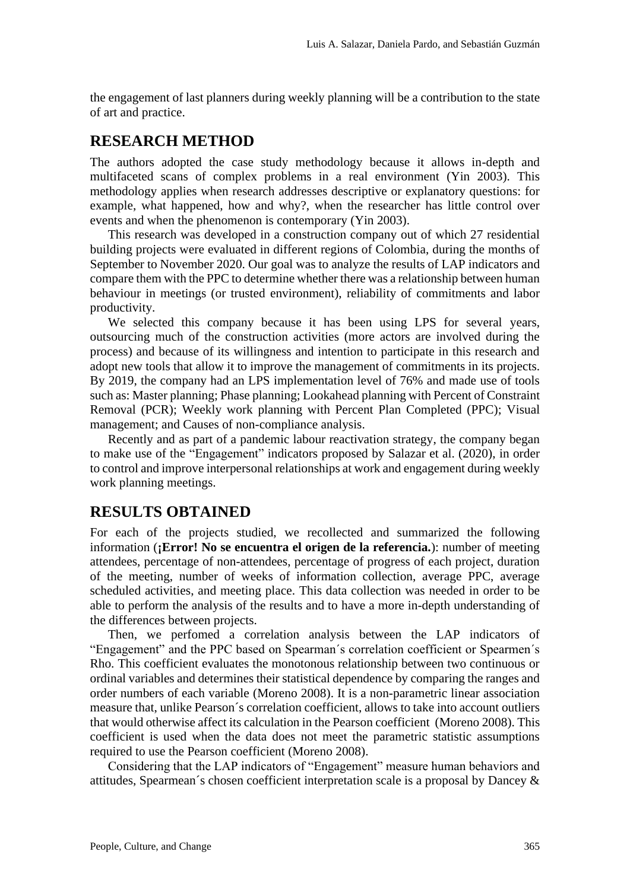the engagement of last planners during weekly planning will be a contribution to the state of art and practice.

## RESEARCH METHOD

The authors adopted the case study methodology because it allows in-depth and multifaceted scans of complex problems in a real environment (Yin 2003). This methodology applies when research addresses descriptive or explanatory questions: for example, what happened, how and why?, when the researcher has little control over events and when the phenomenon is contemporary (Yin 2003).

This research was developed in a construction company out of which 27 residential building projects were evaluated in different regions of Colombia, during the months of September to November 2020. Our goal was to analyze the results of LAP indicators and compare them with the PPC to determine whether there was a relationship between human behaviour in meetings (or trusted environment), reliability of commitments and labor productivity.

We selected this company because it has been using LPS for several years, outsourcing much of the construction activities (more actors are involved during the process) and because of its willingness and intention to participate in this research and adopt new tools that allow it to improve the management of commitments in its projects. By 2019, the company had an LPS implementation level of 76% and made use of tools such as: Master planning; Phase planning; Lookahead planning with Percent of Constraint Removal (PCR); Weekly work planning with Percent Plan Completed (PPC); Visual management; and Causes of non-compliance analysis.

Recently and as part of a pandemic labour reactivation strategy, the company began to make use of the "Engagement" indicators proposed by Salazar et al. (2020), in order to control and improve interpersonal relationships at work and engagement during weekly work planning meetings.

## RESULTS OBTAINED

For each of the projects studied, we recollected and summarized the following information (**¡Error! No se encuentra el origen de la referencia.**): number of meeting attendees, percentage of non-attendees, percentage of progress of each project, duration of the meeting, number of weeks of information collection, average PPC, average scheduled activities, and meeting place. This data collection was needed in order to be able to perform the analysis of the results and to have a more in-depth understanding of the differences between projects.

Then, we perfomed a correlation analysis between the LAP indicators of "Engagement" and the PPC based on Spearman´s correlation coefficient or Spearmen´s Rho. This coefficient evaluates the monotonous relationship between two continuous or ordinal variables and determines their statistical dependence by comparing the ranges and order numbers of each variable (Moreno 2008). It is a non-parametric linear association measure that, unlike Pearson´s correlation coefficient, allows to take into account outliers that would otherwise affect its calculation in the Pearson coefficient (Moreno 2008). This coefficient is used when the data does not meet the parametric statistic assumptions required to use the Pearson coefficient (Moreno 2008).

Considering that the LAP indicators of "Engagement" measure human behaviors and attitudes, Spearmean´s chosen coefficient interpretation scale is a proposal by Dancey &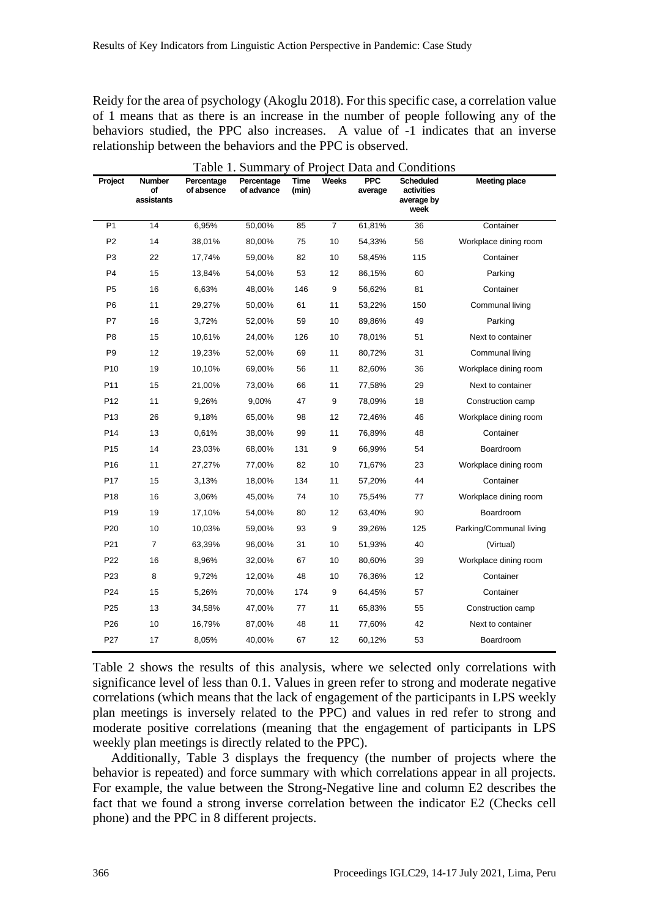Reidy for the area of psychology (Akoglu 2018). For this specific case, a correlation value of 1 means that as there is an increase in the number of people following any of the behaviors studied, the PPC also increases. A value of -1 indicates that an inverse relationship between the behaviors and the PPC is observed.

Table 1. Summary of Project Data and Conditions

| Project | Number of assistants | Percentage of absence | Percentage of advance | Time (min) | Weeks | PPC average | Scheduled activities average by week | Meeting place |
|---|---|---|---|---|---|---|---|---|
| P1 | 14 | 6,95% | 50,00% | 85 | 7 | 61,81% | 36 | Container |
| P2 | 14 | 38,01% | 80,00% | 75 | 10 | 54,33% | 56 | Workplace dining room |
| P3 | 22 | 17,74% | 59,00% | 82 | 10 | 58,45% | 115 | Container |
| P4 | 15 | 13,84% | 54,00% | 53 | 12 | 86,15% | 60 | Parking |
| P5 | 16 | 6,63% | 48,00% | 146 | 9 | 56,62% | 81 | Container |
| P6 | 11 | 29,27% | 50,00% | 61 | 11 | 53,22% | 150 | Communal living |
| P7 | 16 | 3,72% | 52,00% | 59 | 10 | 89,86% | 49 | Parking |
| P8 | 15 | 10,61% | 24,00% | 126 | 10 | 78,01% | 51 | Next to container |
| P9 | 12 | 19,23% | 52,00% | 69 | 11 | 80,72% | 31 | Communal living |
| P10 | 19 | 10,10% | 69,00% | 56 | 11 | 82,60% | 36 | Workplace dining room |
| P11 | 15 | 21,00% | 73,00% | 66 | 11 | 77,58% | 29 | Next to container |
| P12 | 11 | 9,26% | 9,00% | 47 | 9 | 78,09% | 18 | Construction camp |
| P13 | 26 | 9,18% | 65,00% | 98 | 12 | 72,46% | 46 | Workplace dining room |
| P14 | 13 | 0,61% | 38,00% | 99 | 11 | 76,89% | 48 | Container |
| P15 | 14 | 23,03% | 68,00% | 131 | 9 | 66,99% | 54 | Boardroom |
| P16 | 11 | 27,27% | 77,00% | 82 | 10 | 71,67% | 23 | Workplace dining room |
| P17 | 15 | 3,13% | 18,00% | 134 | 11 | 57,20% | 44 | Container |
| P18 | 16 | 3,06% | 45,00% | 74 | 10 | 75,54% | 77 | Workplace dining room |
| P19 | 19 | 17,10% | 54,00% | 80 | 12 | 63,40% | 90 | Boardroom |
| P20 | 10 | 10,03% | 59,00% | 93 | 9 | 39,26% | 125 | Parking/Communal living |
| P21 | 7 | 63,39% | 96,00% | 31 | 10 | 51,93% | 40 | (Virtual) |
| P22 | 16 | 8,96% | 32,00% | 67 | 10 | 80,60% | 39 | Workplace dining room |
| P23 | 8 | 9,72% | 12,00% | 48 | 10 | 76,36% | 12 | Container |
| P24 | 15 | 5,26% | 70,00% | 174 | 9 | 64,45% | 57 | Container |
| P25 | 13 | 34,58% | 47,00% | 77 | 11 | 65,83% | 55 | Construction camp |
| P26 | 10 | 16,79% | 87,00% | 48 | 11 | 77,60% | 42 | Next to container |
| P27 | 17 | 8,05% | 40,00% | 67 | 12 | 60,12% | 53 | Boardroom |

Table 2 shows the results of this analysis, where we selected only correlations with significance level of less than 0.1. Values in green refer to strong and moderate negative correlations (which means that the lack of engagement of the participants in LPS weekly plan meetings is inversely related to the PPC) and values in red refer to strong and moderate positive correlations (meaning that the engagement of participants in LPS weekly plan meetings is directly related to the PPC).

Additionally, Table 3 displays the frequency (the number of projects where the behavior is repeated) and force summary with which correlations appear in all projects. For example, the value between the Strong-Negative line and column E2 describes the fact that we found a strong inverse correlation between the indicator E2 (Checks cell phone) and the PPC in 8 different projects.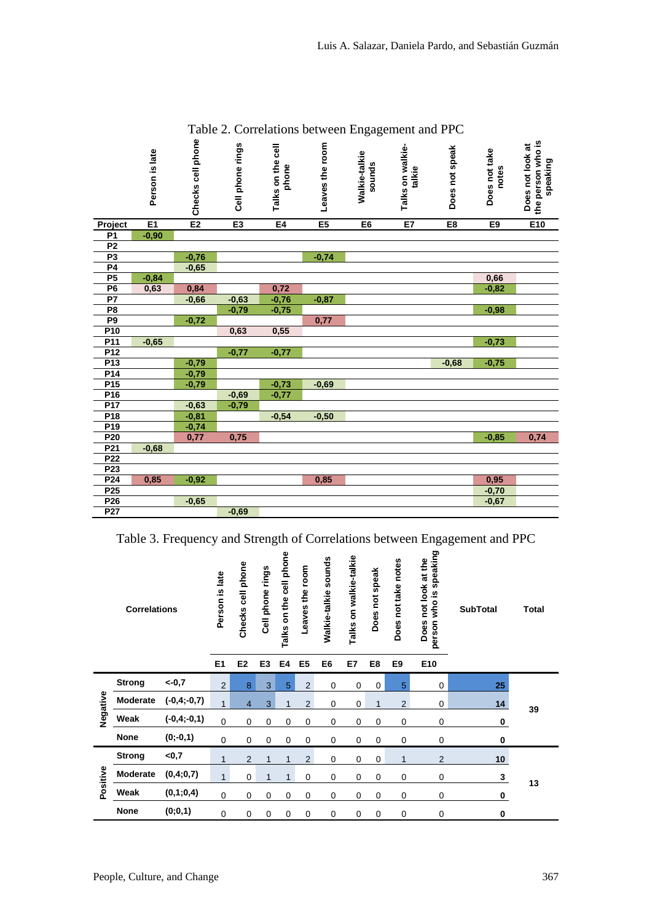Table 2. Correlations between Engagement and PPC

| Project | Person is late | Checks cell phone | Cell phone rings | Talks on the cell phone | Leaves the room | Walkie-talkie sounds | Talks on walkie-talkie | Does not speak | Does not take notes | Does not look at the person who is speaking |
|---|---|---|---|---|---|---|---|---|---|---|
| | E1 | E2 | E3 | E4 | E5 | E6 | E7 | E8 | E9 | E10 |
| P1 | -0,90 | | | | | | | | | |
| P2 | | | | | | | | | | |
| P3 | | -0,76 | | | -0,74 | | | | | |
| P4 | | -0,65 | | | | | | | | |
| P5 | -0,84 | | | | | | | | 0,66 | |
| P6 | 0,63 | 0,84 | | 0,72 | | | | | -0,82 | |
| P7 | | -0,66 | -0,63 | -0,76 | -0,87 | | | | | |
| P8 | | | -0,79 | -0,75 | | | | | -0,98 | |
| P9 | | -0,72 | | | 0,77 | | | | | |
| P10 | | | 0,63 | 0,55 | | | | | | |
| P11 | -0,65 | | | | | | | | -0,73 | |
| P12 | | | -0,77 | -0,77 | | | | | | |
| P13 | | -0,79 | | | | | | -0,68 | -0,75 | |
| P14 | | -0,79 | | | | | | | | |
| P15 | | -0,79 | | -0,73 | -0,69 | | | | | |
| P16 | | | -0,69 | -0,77 | | | | | | |
| P17 | | -0,63 | -0,79 | | | | | | | |
| P18 | | -0,81 | | -0,54 | -0,50 | | | | | |
| P19 | | -0,74 | | | | | | | | |
| P20 | | 0,77 | 0,75 | | | | | | -0,85 | 0,74 |
| P21 | -0,68 | | | | | | | | | |
| P22 | | | | | | | | | | |
| P23 | | | | | | | | | | |
| P24 | 0,85 | -0,92 | | | 0,85 | | | | 0,95 | |
| P25 | | | | | | | | | -0,70 | |
| P26 | | -0,65 | | | | | | | -0,67 | |
| P27 | | | -0,69 | | | | | | | |

Table 3. Frequency and Strength of Correlations between Engagement and PPC

| Correlations | | | Person is late | Checks cell phone | Cell phone rings | Talks on the cell phone | Leaves the room | Walkie-talkie sounds | Talks on walkie-talkie | Does not speak | Does not take notes | Does not look at the person who is speaking | SubTotal | Total |
|---|---|---|---|---|---|---|---|---|---|---|---|---|---|---|
| | | | E1 | E2 | E3 | E4 | E5 | E6 | E7 | E8 | E9 | E10 | | |
| Negative | Strong | <-0,7 | 2 | 8 | 3 | 5 | 2 | 0 | 0 | 0 | 5 | 0 | 25 | 39 |
| | Moderate | (-0,4;-0,7) | 1 | 4 | 3 | 1 | 2 | 0 | 0 | 1 | 2 | 0 | 14 | |
| | Weak | (-0,4;-0,1) | 0 | 0 | 0 | 0 | 0 | 0 | 0 | 0 | 0 | 0 | 0 | |
| | None | (0;-0,1) | 0 | 0 | 0 | 0 | 0 | 0 | 0 | 0 | 0 | 0 | 0 | |
| Positive | Strong | <0,7 | 1 | 2 | 1 | 1 | 2 | 0 | 0 | 0 | 1 | 2 | 10 | 13 |
| | Moderate | (0,4;0,7) | 1 | 0 | 1 | 1 | 0 | 0 | 0 | 0 | 0 | 0 | 3 | |
| | Weak | (0,1;0,4) | 0 | 0 | 0 | 0 | 0 | 0 | 0 | 0 | 0 | 0 | 0 | |
| | None | (0;0,1) | 0 | 0 | 0 | 0 | 0 | 0 | 0 | 0 | 0 | 0 | 0 | |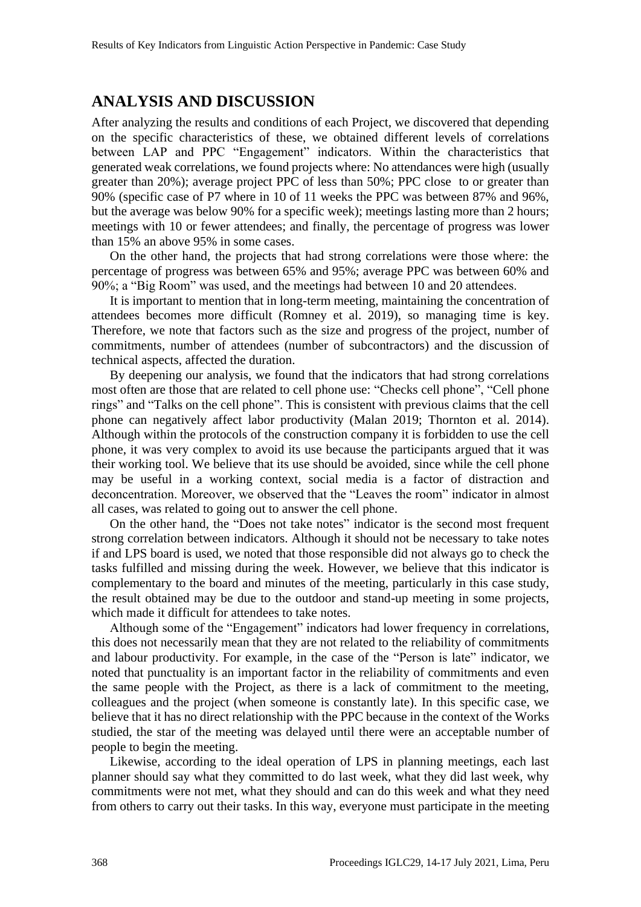## ANALYSIS AND DISCUSSION

After analyzing the results and conditions of each Project, we discovered that depending on the specific characteristics of these, we obtained different levels of correlations between LAP and PPC "Engagement" indicators. Within the characteristics that generated weak correlations, we found projects where: No attendances were high (usually greater than 20%); average project PPC of less than 50%; PPC close to or greater than 90% (specific case of P7 where in 10 of 11 weeks the PPC was between 87% and 96%, but the average was below 90% for a specific week); meetings lasting more than 2 hours; meetings with 10 or fewer attendees; and finally, the percentage of progress was lower than 15% an above 95% in some cases.

On the other hand, the projects that had strong correlations were those where: the percentage of progress was between 65% and 95%; average PPC was between 60% and 90%; a "Big Room" was used, and the meetings had between 10 and 20 attendees.

It is important to mention that in long-term meeting, maintaining the concentration of attendees becomes more difficult (Romney et al. 2019), so managing time is key. Therefore, we note that factors such as the size and progress of the project, number of commitments, number of attendees (number of subcontractors) and the discussion of technical aspects, affected the duration.

By deepening our analysis, we found that the indicators that had strong correlations most often are those that are related to cell phone use: "Checks cell phone", "Cell phone rings" and "Talks on the cell phone". This is consistent with previous claims that the cell phone can negatively affect labor productivity (Malan 2019; Thornton et al. 2014). Although within the protocols of the construction company it is forbidden to use the cell phone, it was very complex to avoid its use because the participants argued that it was their working tool. We believe that its use should be avoided, since while the cell phone may be useful in a working context, social media is a factor of distraction and deconcentration. Moreover, we observed that the "Leaves the room" indicator in almost all cases, was related to going out to answer the cell phone.

On the other hand, the "Does not take notes" indicator is the second most frequent strong correlation between indicators. Although it should not be necessary to take notes if and LPS board is used, we noted that those responsible did not always go to check the tasks fulfilled and missing during the week. However, we believe that this indicator is complementary to the board and minutes of the meeting, particularly in this case study, the result obtained may be due to the outdoor and stand-up meeting in some projects, which made it difficult for attendees to take notes.

Although some of the "Engagement" indicators had lower frequency in correlations, this does not necessarily mean that they are not related to the reliability of commitments and labour productivity. For example, in the case of the "Person is late" indicator, we noted that punctuality is an important factor in the reliability of commitments and even the same people with the Project, as there is a lack of commitment to the meeting, colleagues and the project (when someone is constantly late). In this specific case, we believe that it has no direct relationship with the PPC because in the context of the Works studied, the star of the meeting was delayed until there were an acceptable number of people to begin the meeting.

Likewise, according to the ideal operation of LPS in planning meetings, each last planner should say what they committed to do last week, what they did last week, why commitments were not met, what they should and can do this week and what they need from others to carry out their tasks. In this way, everyone must participate in the meeting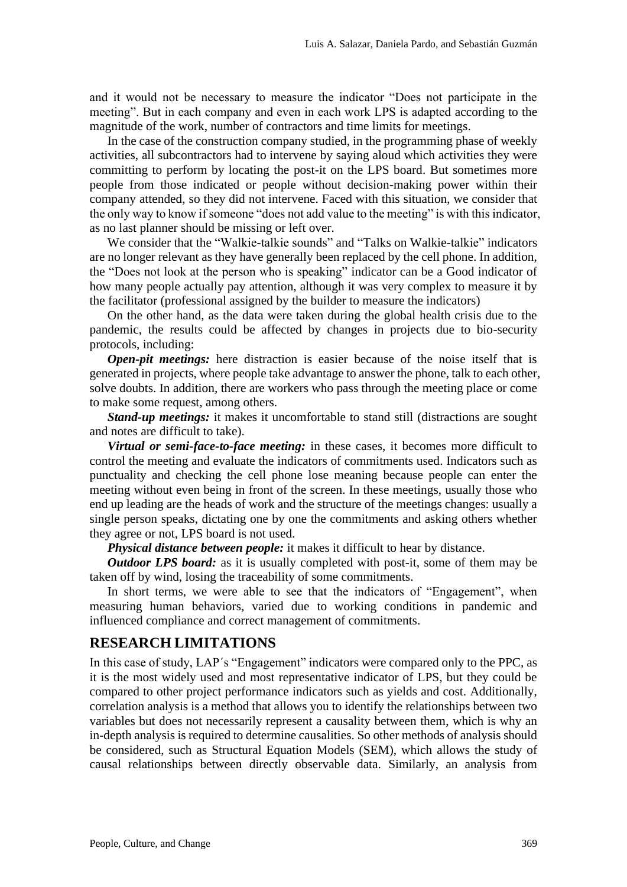and it would not be necessary to measure the indicator "Does not participate in the meeting". But in each company and even in each work LPS is adapted according to the magnitude of the work, number of contractors and time limits for meetings.

In the case of the construction company studied, in the programming phase of weekly activities, all subcontractors had to intervene by saying aloud which activities they were committing to perform by locating the post-it on the LPS board. But sometimes more people from those indicated or people without decision-making power within their company attended, so they did not intervene. Faced with this situation, we consider that the only way to know if someone "does not add value to the meeting" is with this indicator, as no last planner should be missing or left over.

We consider that the "Walkie-talkie sounds" and "Talks on Walkie-talkie" indicators are no longer relevant as they have generally been replaced by the cell phone. In addition, the "Does not look at the person who is speaking" indicator can be a Good indicator of how many people actually pay attention, although it was very complex to measure it by the facilitator (professional assigned by the builder to measure the indicators)

On the other hand, as the data were taken during the global health crisis due to the pandemic, the results could be affected by changes in projects due to bio-security protocols, including:

***Open-pit meetings:*** here distraction is easier because of the noise itself that is generated in projects, where people take advantage to answer the phone, talk to each other, solve doubts. In addition, there are workers who pass through the meeting place or come to make some request, among others.

***Stand-up meetings:*** it makes it uncomfortable to stand still (distractions are sought and notes are difficult to take).

***Virtual or semi-face-to-face meeting:*** in these cases, it becomes more difficult to control the meeting and evaluate the indicators of commitments used. Indicators such as punctuality and checking the cell phone lose meaning because people can enter the meeting without even being in front of the screen. In these meetings, usually those who end up leading are the heads of work and the structure of the meetings changes: usually a single person speaks, dictating one by one the commitments and asking others whether they agree or not, LPS board is not used.

***Physical distance between people:*** it makes it difficult to hear by distance.

***Outdoor LPS board:*** as it is usually completed with post-it, some of them may be taken off by wind, losing the traceability of some commitments.

In short terms, we were able to see that the indicators of "Engagement", when measuring human behaviors, varied due to working conditions in pandemic and influenced compliance and correct management of commitments.

## RESEARCH LIMITATIONS

In this case of study, LAP´s "Engagement" indicators were compared only to the PPC, as it is the most widely used and most representative indicator of LPS, but they could be compared to other project performance indicators such as yields and cost. Additionally, correlation analysis is a method that allows you to identify the relationships between two variables but does not necessarily represent a causality between them, which is why an in-depth analysis is required to determine causalities. So other methods of analysis should be considered, such as Structural Equation Models (SEM), which allows the study of causal relationships between directly observable data. Similarly, an analysis from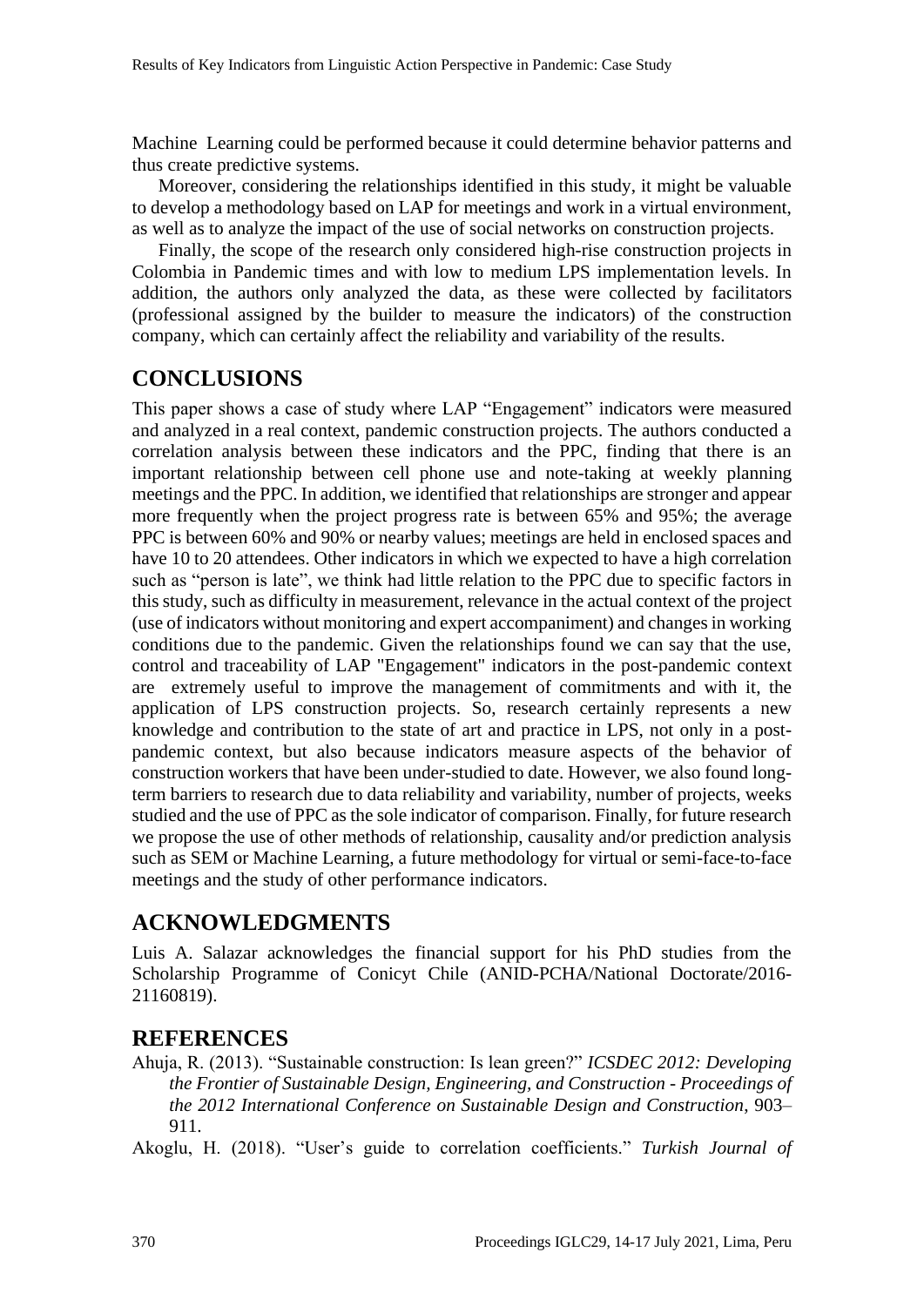Machine Learning could be performed because it could determine behavior patterns and thus create predictive systems.

Moreover, considering the relationships identified in this study, it might be valuable to develop a methodology based on LAP for meetings and work in a virtual environment, as well as to analyze the impact of the use of social networks on construction projects.

Finally, the scope of the research only considered high-rise construction projects in Colombia in Pandemic times and with low to medium LPS implementation levels. In addition, the authors only analyzed the data, as these were collected by facilitators (professional assigned by the builder to measure the indicators) of the construction company, which can certainly affect the reliability and variability of the results.

## CONCLUSIONS

This paper shows a case of study where LAP "Engagement" indicators were measured and analyzed in a real context, pandemic construction projects. The authors conducted a correlation analysis between these indicators and the PPC, finding that there is an important relationship between cell phone use and note-taking at weekly planning meetings and the PPC. In addition, we identified that relationships are stronger and appear more frequently when the project progress rate is between 65% and 95%; the average PPC is between 60% and 90% or nearby values; meetings are held in enclosed spaces and have 10 to 20 attendees. Other indicators in which we expected to have a high correlation such as "person is late", we think had little relation to the PPC due to specific factors in this study, such as difficulty in measurement, relevance in the actual context of the project (use of indicators without monitoring and expert accompaniment) and changes in working conditions due to the pandemic. Given the relationships found we can say that the use, control and traceability of LAP "Engagement" indicators in the post-pandemic context are extremely useful to improve the management of commitments and with it, the application of LPS construction projects. So, research certainly represents a new knowledge and contribution to the state of art and practice in LPS, not only in a post-pandemic context, but also because indicators measure aspects of the behavior of construction workers that have been under-studied to date. However, we also found long-term barriers to research due to data reliability and variability, number of projects, weeks studied and the use of PPC as the sole indicator of comparison. Finally, for future research we propose the use of other methods of relationship, causality and/or prediction analysis such as SEM or Machine Learning, a future methodology for virtual or semi-face-to-face meetings and the study of other performance indicators.

## ACKNOWLEDGMENTS

Luis A. Salazar acknowledges the financial support for his PhD studies from the Scholarship Programme of Conicyt Chile (ANID-PCHA/National Doctorate/2016-21160819).

## REFERENCES

Ahuja, R. (2013). "Sustainable construction: Is lean green?" *ICSDEC 2012: Developing the Frontier of Sustainable Design, Engineering, and Construction - Proceedings of the 2012 International Conference on Sustainable Design and Construction*, 903–911.

Akoglu, H. (2018). "User's guide to correlation coefficients." *Turkish Journal of*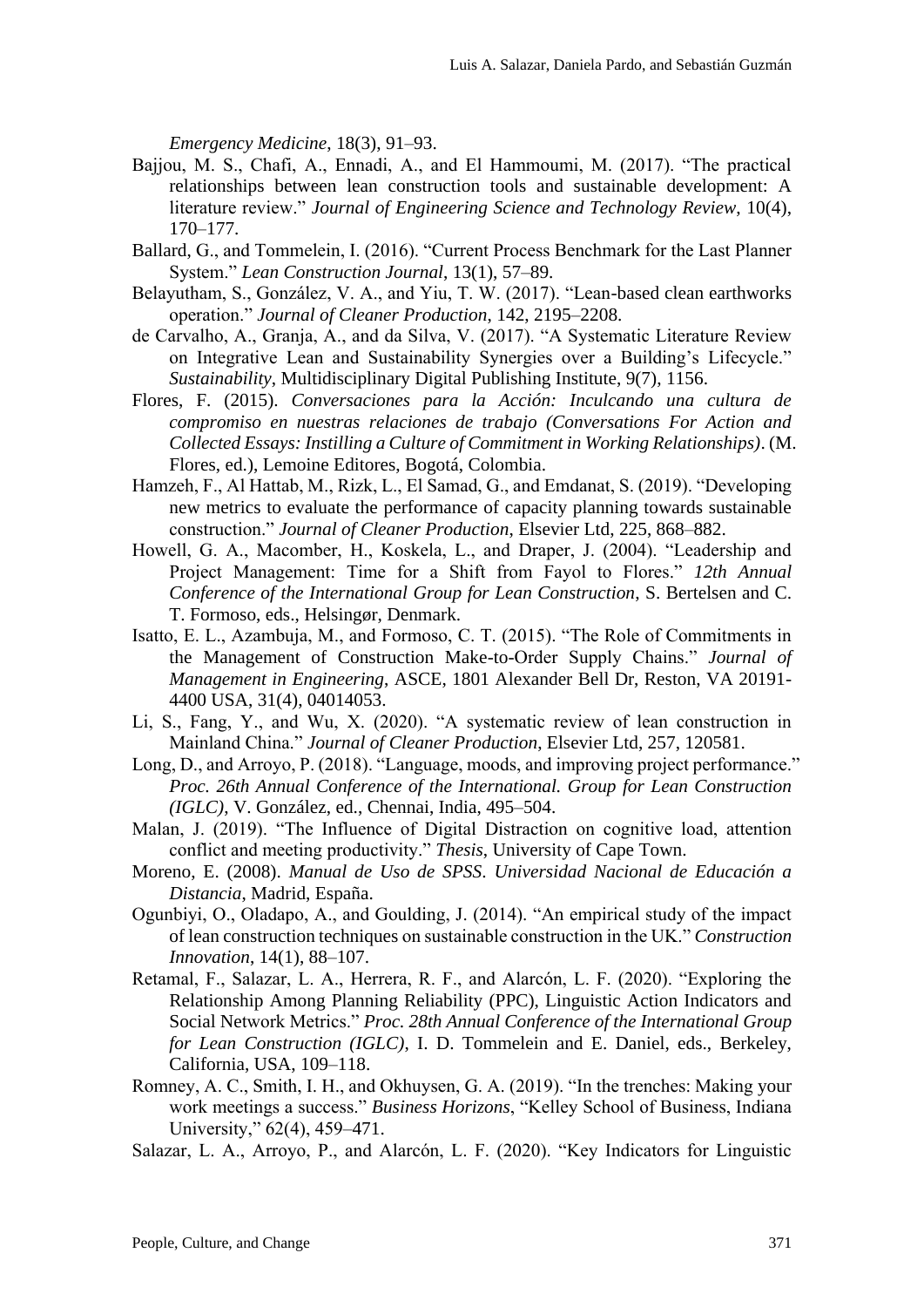*Emergency Medicine*, 18(3), 91–93.

Bajjou, M. S., Chafi, A., Ennadi, A., and El Hammoumi, M. (2017). "The practical relationships between lean construction tools and sustainable development: A literature review." *Journal of Engineering Science and Technology Review*, 10(4), 170–177.

Ballard, G., and Tommelein, I. (2016). "Current Process Benchmark for the Last Planner System." *Lean Construction Journal*, 13(1), 57–89.

Belayutham, S., González, V. A., and Yiu, T. W. (2017). "Lean-based clean earthworks operation." *Journal of Cleaner Production*, 142, 2195–2208.

de Carvalho, A., Granja, A., and da Silva, V. (2017). "A Systematic Literature Review on Integrative Lean and Sustainability Synergies over a Building's Lifecycle." *Sustainability*, Multidisciplinary Digital Publishing Institute, 9(7), 1156.

Flores, F. (2015). *Conversaciones para la Acción: Inculcando una cultura de compromiso en nuestras relaciones de trabajo (Conversations For Action and Collected Essays: Instilling a Culture of Commitment in Working Relationships)*. (M. Flores, ed.), Lemoine Editores, Bogotá, Colombia.

Hamzeh, F., Al Hattab, M., Rizk, L., El Samad, G., and Emdanat, S. (2019). "Developing new metrics to evaluate the performance of capacity planning towards sustainable construction." *Journal of Cleaner Production*, Elsevier Ltd, 225, 868–882.

Howell, G. A., Macomber, H., Koskela, L., and Draper, J. (2004). "Leadership and Project Management: Time for a Shift from Fayol to Flores." *12th Annual Conference of the International Group for Lean Construction*, S. Bertelsen and C. T. Formoso, eds., Helsingør, Denmark.

Isatto, E. L., Azambuja, M., and Formoso, C. T. (2015). "The Role of Commitments in the Management of Construction Make-to-Order Supply Chains." *Journal of Management in Engineering*, ASCE, 1801 Alexander Bell Dr, Reston, VA 20191-4400 USA, 31(4), 04014053.

Li, S., Fang, Y., and Wu, X. (2020). "A systematic review of lean construction in Mainland China." *Journal of Cleaner Production*, Elsevier Ltd, 257, 120581.

Long, D., and Arroyo, P. (2018). "Language, moods, and improving project performance." *Proc. 26th Annual Conference of the International. Group for Lean Construction (IGLC)*, V. González, ed., Chennai, India, 495–504.

Malan, J. (2019). "The Influence of Digital Distraction on cognitive load, attention conflict and meeting productivity." *Thesis*, University of Cape Town.

Moreno, E. (2008). *Manual de Uso de SPSS. Universidad Nacional de Educación a Distancia*, Madrid, España.

Ogunbiyi, O., Oladapo, A., and Goulding, J. (2014). "An empirical study of the impact of lean construction techniques on sustainable construction in the UK." *Construction Innovation*, 14(1), 88–107.

Retamal, F., Salazar, L. A., Herrera, R. F., and Alarcón, L. F. (2020). "Exploring the Relationship Among Planning Reliability (PPC), Linguistic Action Indicators and Social Network Metrics." *Proc. 28th Annual Conference of the International Group for Lean Construction (IGLC)*, I. D. Tommelein and E. Daniel, eds., Berkeley, California, USA, 109–118.

Romney, A. C., Smith, I. H., and Okhuysen, G. A. (2019). "In the trenches: Making your work meetings a success." *Business Horizons*, "Kelley School of Business, Indiana University," 62(4), 459–471.

Salazar, L. A., Arroyo, P., and Alarcón, L. F. (2020). "Key Indicators for Linguistic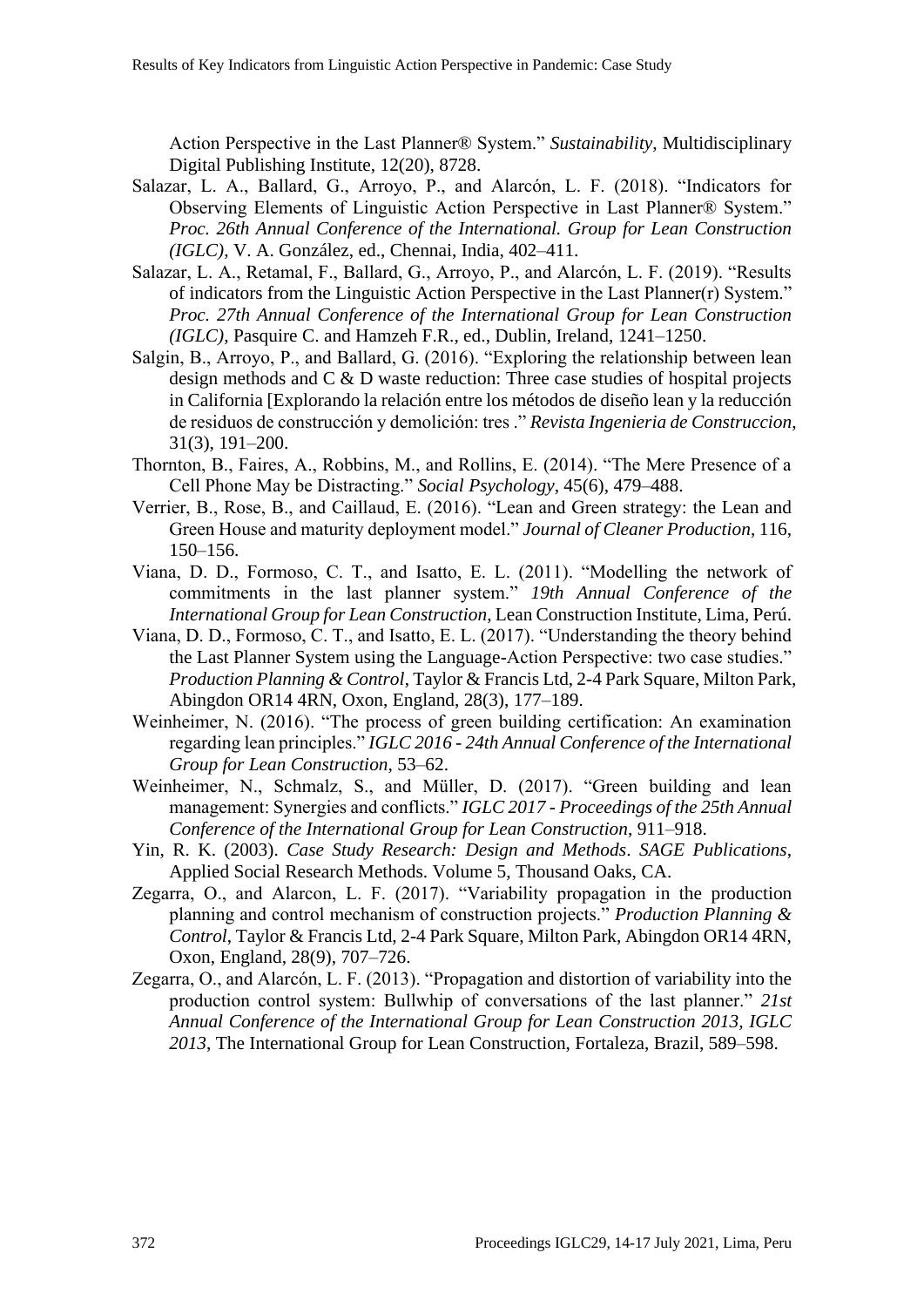Action Perspective in the Last Planner® System." *Sustainability*, Multidisciplinary Digital Publishing Institute, 12(20), 8728.

Salazar, L. A., Ballard, G., Arroyo, P., and Alarcón, L. F. (2018). "Indicators for Observing Elements of Linguistic Action Perspective in Last Planner® System." *Proc. 26th Annual Conference of the International. Group for Lean Construction (IGLC)*, V. A. González, ed., Chennai, India, 402–411.

Salazar, L. A., Retamal, F., Ballard, G., Arroyo, P., and Alarcón, L. F. (2019). "Results of indicators from the Linguistic Action Perspective in the Last Planner(r) System." *Proc. 27th Annual Conference of the International Group for Lean Construction (IGLC)*, Pasquire C. and Hamzeh F.R., ed., Dublin, Ireland, 1241–1250.

Salgin, B., Arroyo, P., and Ballard, G. (2016). "Exploring the relationship between lean design methods and C & D waste reduction: Three case studies of hospital projects in California [Explorando la relación entre los métodos de diseño lean y la reducción de residuos de construcción y demolición: tres ." *Revista Ingenieria de Construccion*, 31(3), 191–200.

Thornton, B., Faires, A., Robbins, M., and Rollins, E. (2014). "The Mere Presence of a Cell Phone May be Distracting." *Social Psychology*, 45(6), 479–488.

Verrier, B., Rose, B., and Caillaud, E. (2016). "Lean and Green strategy: the Lean and Green House and maturity deployment model." *Journal of Cleaner Production*, 116, 150–156.

Viana, D. D., Formoso, C. T., and Isatto, E. L. (2011). "Modelling the network of commitments in the last planner system." *19th Annual Conference of the International Group for Lean Construction*, Lean Construction Institute, Lima, Perú.

Viana, D. D., Formoso, C. T., and Isatto, E. L. (2017). "Understanding the theory behind the Last Planner System using the Language-Action Perspective: two case studies." *Production Planning & Control*, Taylor & Francis Ltd, 2-4 Park Square, Milton Park, Abingdon OR14 4RN, Oxon, England, 28(3), 177–189.

Weinheimer, N. (2016). "The process of green building certification: An examination regarding lean principles." *IGLC 2016 - 24th Annual Conference of the International Group for Lean Construction*, 53–62.

Weinheimer, N., Schmalz, S., and Müller, D. (2017). "Green building and lean management: Synergies and conflicts." *IGLC 2017 - Proceedings of the 25th Annual Conference of the International Group for Lean Construction*, 911–918.

Yin, R. K. (2003). *Case Study Research: Design and Methods*. *SAGE Publications*, Applied Social Research Methods. Volume 5, Thousand Oaks, CA.

Zegarra, O., and Alarcon, L. F. (2017). "Variability propagation in the production planning and control mechanism of construction projects." *Production Planning & Control*, Taylor & Francis Ltd, 2-4 Park Square, Milton Park, Abingdon OR14 4RN, Oxon, England, 28(9), 707–726.

Zegarra, O., and Alarcón, L. F. (2013). "Propagation and distortion of variability into the production control system: Bullwhip of conversations of the last planner." *21st Annual Conference of the International Group for Lean Construction 2013, IGLC 2013*, The International Group for Lean Construction, Fortaleza, Brazil, 589–598.